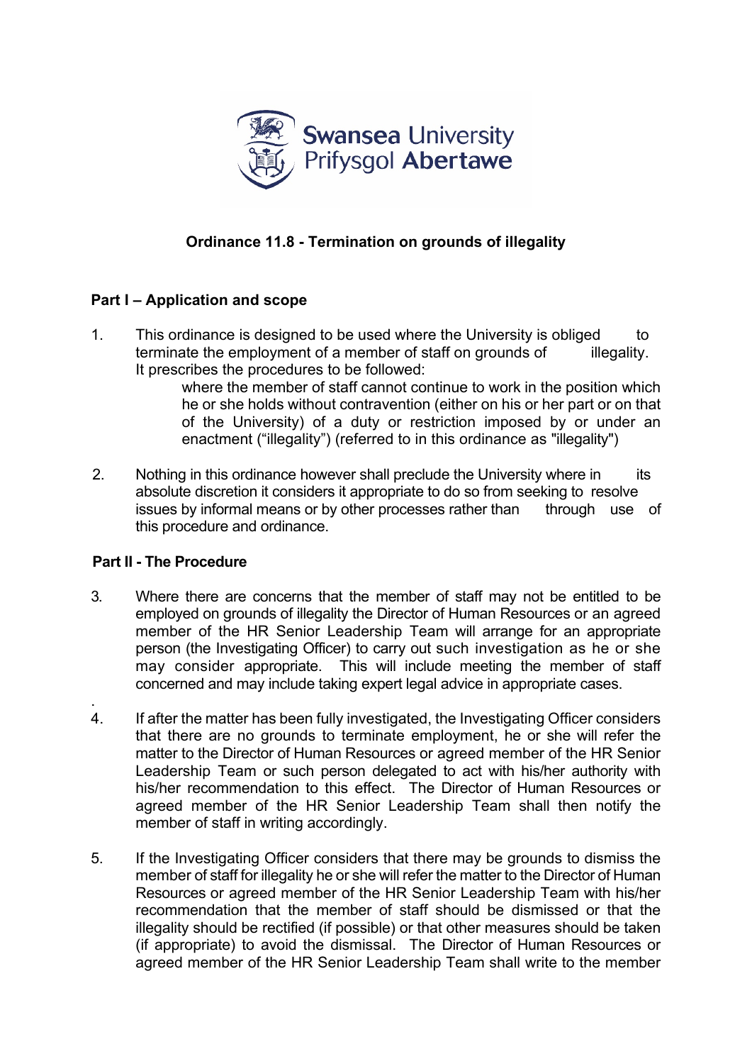Swansea University
Prifysgol Abertawe

# Ordinance 11.8 - Termination on grounds of illegality

## Part I – Application and scope

1. This ordinance is designed to be used where the University is obliged to terminate the employment of a member of staff on grounds of illegality. It prescribes the procedures to be followed:

   where the member of staff cannot continue to work in the position which he or she holds without contravention (either on his or her part or on that of the University) of a duty or restriction imposed by or under an enactment ("illegality") (referred to in this ordinance as "illegality")

2. Nothing in this ordinance however shall preclude the University where in its absolute discretion it considers it appropriate to do so from seeking to resolve issues by informal means or by other processes rather than through use of this procedure and ordinance.

## Part II - The Procedure

3. Where there are concerns that the member of staff may not be entitled to be employed on grounds of illegality the Director of Human Resources or an agreed member of the HR Senior Leadership Team will arrange for an appropriate person (the Investigating Officer) to carry out such investigation as he or she may consider appropriate. This will include meeting the member of staff concerned and may include taking expert legal advice in appropriate cases.

4. If after the matter has been fully investigated, the Investigating Officer considers that there are no grounds to terminate employment, he or she will refer the matter to the Director of Human Resources or agreed member of the HR Senior Leadership Team or such person delegated to act with his/her authority with his/her recommendation to this effect. The Director of Human Resources or agreed member of the HR Senior Leadership Team shall then notify the member of staff in writing accordingly.

5. If the Investigating Officer considers that there may be grounds to dismiss the member of staff for illegality he or she will refer the matter to the Director of Human Resources or agreed member of the HR Senior Leadership Team with his/her recommendation that the member of staff should be dismissed or that the illegality should be rectified (if possible) or that other measures should be taken (if appropriate) to avoid the dismissal. The Director of Human Resources or agreed member of the HR Senior Leadership Team shall write to the member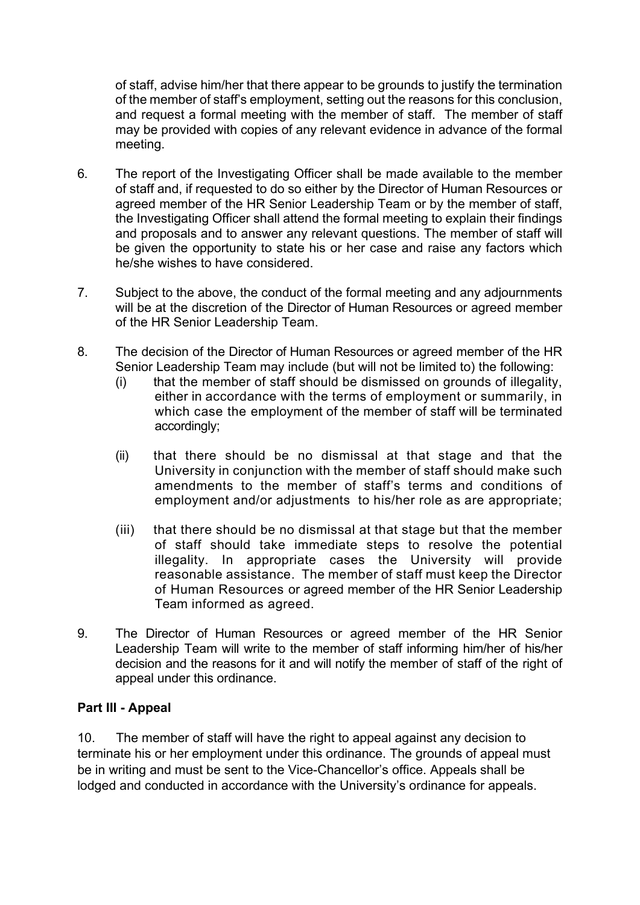of staff, advise him/her that there appear to be grounds to justify the termination of the member of staff's employment, setting out the reasons for this conclusion, and request a formal meeting with the member of staff. The member of staff may be provided with copies of any relevant evidence in advance of the formal meeting.

6. The report of the Investigating Officer shall be made available to the member of staff and, if requested to do so either by the Director of Human Resources or agreed member of the HR Senior Leadership Team or by the member of staff, the Investigating Officer shall attend the formal meeting to explain their findings and proposals and to answer any relevant questions. The member of staff will be given the opportunity to state his or her case and raise any factors which he/she wishes to have considered.

7. Subject to the above, the conduct of the formal meeting and any adjournments will be at the discretion of the Director of Human Resources or agreed member of the HR Senior Leadership Team.

8. The decision of the Director of Human Resources or agreed member of the HR Senior Leadership Team may include (but will not be limited to) the following:
   (i) that the member of staff should be dismissed on grounds of illegality, either in accordance with the terms of employment or summarily, in which case the employment of the member of staff will be terminated accordingly;

   (ii) that there should be no dismissal at that stage and that the University in conjunction with the member of staff should make such amendments to the member of staff's terms and conditions of employment and/or adjustments to his/her role as are appropriate;

   (iii) that there should be no dismissal at that stage but that the member of staff should take immediate steps to resolve the potential illegality. In appropriate cases the University will provide reasonable assistance. The member of staff must keep the Director of Human Resources or agreed member of the HR Senior Leadership Team informed as agreed.

9. The Director of Human Resources or agreed member of the HR Senior Leadership Team will write to the member of staff informing him/her of his/her decision and the reasons for it and will notify the member of staff of the right of appeal under this ordinance.

**Part III - Appeal**

10. The member of staff will have the right to appeal against any decision to terminate his or her employment under this ordinance. The grounds of appeal must be in writing and must be sent to the Vice-Chancellor's office. Appeals shall be lodged and conducted in accordance with the University's ordinance for appeals.